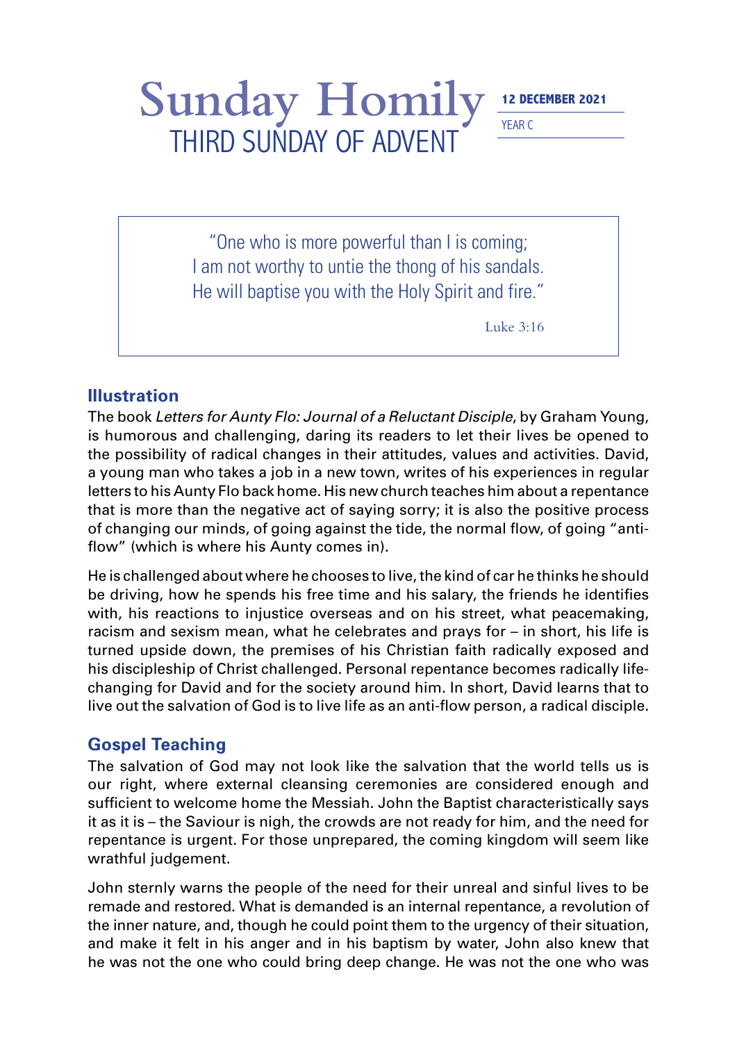# Sunday Homily

## THIRD SUNDAY OF ADVENT

**12 DECEMBER 2021**

YEAR C

> "One who is more powerful than I is coming;
> I am not worthy to untie the thong of his sandals.
> He will baptise you with the Holy Spirit and fire."
>
> Luke 3:16

### Illustration

The book *Letters for Aunty Flo: Journal of a Reluctant Disciple*, by Graham Young, is humorous and challenging, daring its readers to let their lives be opened to the possibility of radical changes in their attitudes, values and activities. David, a young man who takes a job in a new town, writes of his experiences in regular letters to his Aunty Flo back home. His new church teaches him about a repentance that is more than the negative act of saying sorry; it is also the positive process of changing our minds, of going against the tide, the normal flow, of going "anti-flow" (which is where his Aunty comes in).

He is challenged about where he chooses to live, the kind of car he thinks he should be driving, how he spends his free time and his salary, the friends he identifies with, his reactions to injustice overseas and on his street, what peacemaking, racism and sexism mean, what he celebrates and prays for – in short, his life is turned upside down, the premises of his Christian faith radically exposed and his discipleship of Christ challenged. Personal repentance becomes radically life-changing for David and for the society around him. In short, David learns that to live out the salvation of God is to live life as an anti-flow person, a radical disciple.

### Gospel Teaching

The salvation of God may not look like the salvation that the world tells us is our right, where external cleansing ceremonies are considered enough and sufficient to welcome home the Messiah. John the Baptist characteristically says it as it is – the Saviour is nigh, the crowds are not ready for him, and the need for repentance is urgent. For those unprepared, the coming kingdom will seem like wrathful judgement.

John sternly warns the people of the need for their unreal and sinful lives to be remade and restored. What is demanded is an internal repentance, a revolution of the inner nature, and, though he could point them to the urgency of their situation, and make it felt in his anger and in his baptism by water, John also knew that he was not the one who could bring deep change. He was not the one who was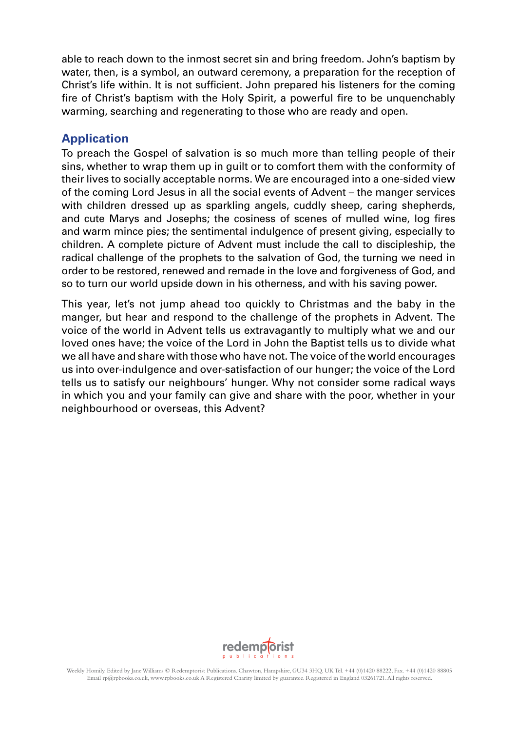able to reach down to the inmost secret sin and bring freedom. John's baptism by water, then, is a symbol, an outward ceremony, a preparation for the reception of Christ's life within. It is not sufficient. John prepared his listeners for the coming fire of Christ's baptism with the Holy Spirit, a powerful fire to be unquenchably warming, searching and regenerating to those who are ready and open.

## Application

To preach the Gospel of salvation is so much more than telling people of their sins, whether to wrap them up in guilt or to comfort them with the conformity of their lives to socially acceptable norms. We are encouraged into a one-sided view of the coming Lord Jesus in all the social events of Advent – the manger services with children dressed up as sparkling angels, cuddly sheep, caring shepherds, and cute Marys and Josephs; the cosiness of scenes of mulled wine, log fires and warm mince pies; the sentimental indulgence of present giving, especially to children. A complete picture of Advent must include the call to discipleship, the radical challenge of the prophets to the salvation of God, the turning we need in order to be restored, renewed and remade in the love and forgiveness of God, and so to turn our world upside down in his otherness, and with his saving power.

This year, let's not jump ahead too quickly to Christmas and the baby in the manger, but hear and respond to the challenge of the prophets in Advent. The voice of the world in Advent tells us extravagantly to multiply what we and our loved ones have; the voice of the Lord in John the Baptist tells us to divide what we all have and share with those who have not. The voice of the world encourages us into over-indulgence and over-satisfaction of our hunger; the voice of the Lord tells us to satisfy our neighbours' hunger. Why not consider some radical ways in which you and your family can give and share with the poor, whether in your neighbourhood or overseas, this Advent?

redemptorist publications

Weekly Homily. Edited by Jane Williams © Redemptorist Publications. Chawton, Hampshire, GU34 3HQ, UK Tel. +44 (0)1420 88222, Fax. +44 (0)1420 88805 Email rp@rpbooks.co.uk, www.rpbooks.co.uk A Registered Charity limited by guarantee. Registered in England 03261721. All rights reserved.